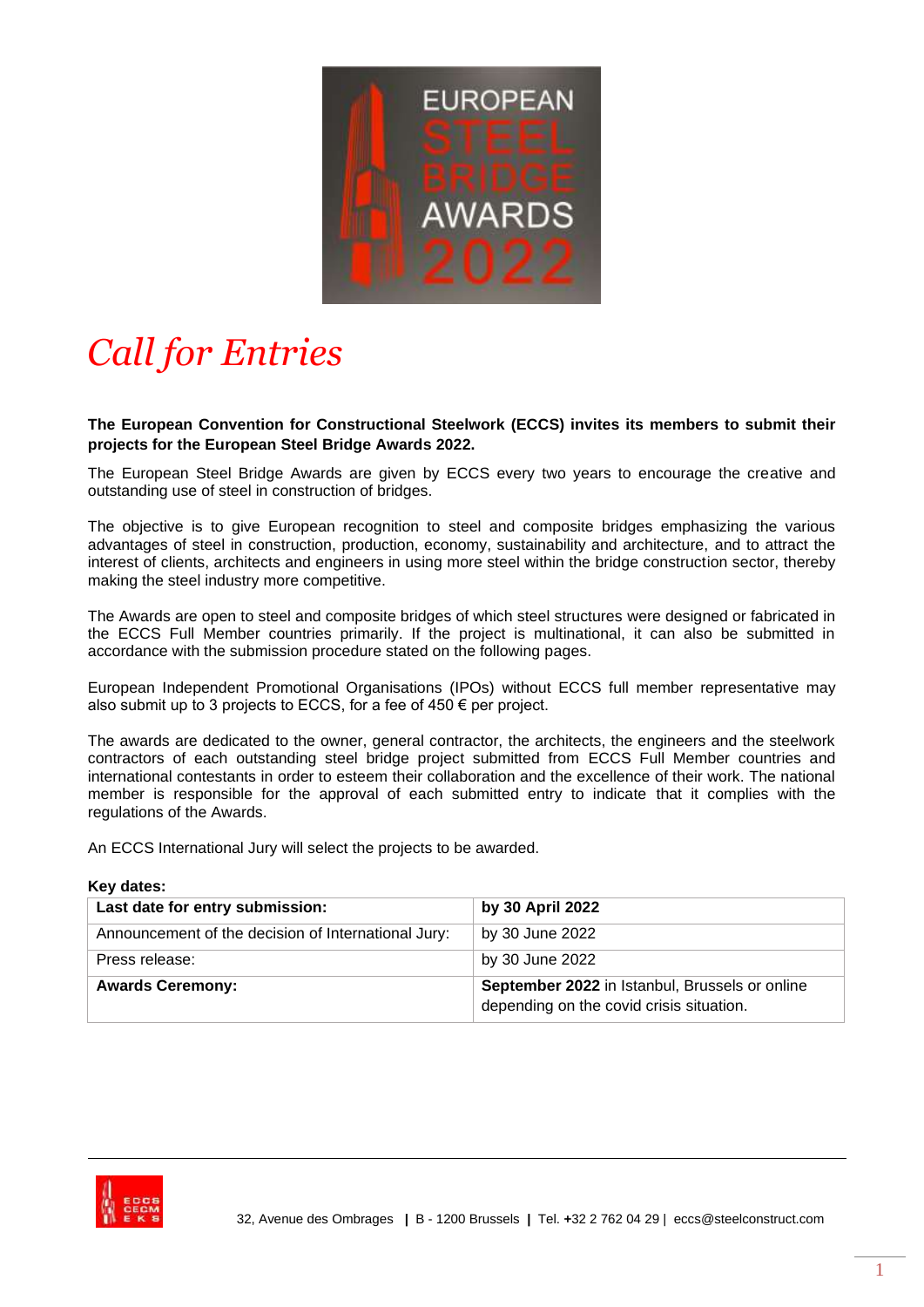# *Call for Entries*

**The European Convention for Constructional Steelwork (ECCS) invites its members to submit their projects for the European Steel Bridge Awards 2022.**

The European Steel Bridge Awards are given by ECCS every two years to encourage the creative and outstanding use of steel in construction of bridges.

The objective is to give European recognition to steel and composite bridges emphasizing the various advantages of steel in construction, production, economy, sustainability and architecture, and to attract the interest of clients, architects and engineers in using more steel within the bridge construction sector, thereby making the steel industry more competitive.

The Awards are open to steel and composite bridges of which steel structures were designed or fabricated in the ECCS Full Member countries primarily. If the project is multinational, it can also be submitted in accordance with the submission procedure stated on the following pages.

European Independent Promotional Organisations (IPOs) without ECCS full member representative may also submit up to 3 projects to ECCS, for a fee of 450 € per project.

The awards are dedicated to the owner, general contractor, the architects, the engineers and the steelwork contractors of each outstanding steel bridge project submitted from ECCS Full Member countries and international contestants in order to esteem their collaboration and the excellence of their work. The national member is responsible for the approval of each submitted entry to indicate that it complies with the regulations of the Awards.

An ECCS International Jury will select the projects to be awarded.

**Key dates:**

| **Last date for entry submission:** | **by 30 April 2022** |
|---|---|
| Announcement of the decision of International Jury: | by 30 June 2022 |
| Press release: | by 30 June 2022 |
| **Awards Ceremony:** | **September 2022** in Istanbul, Brussels or online depending on the covid crisis situation. |

32, Avenue des Ombrages | B - 1200 Brussels | Tel. +32 2 762 04 29 | eccs@steelconstruct.com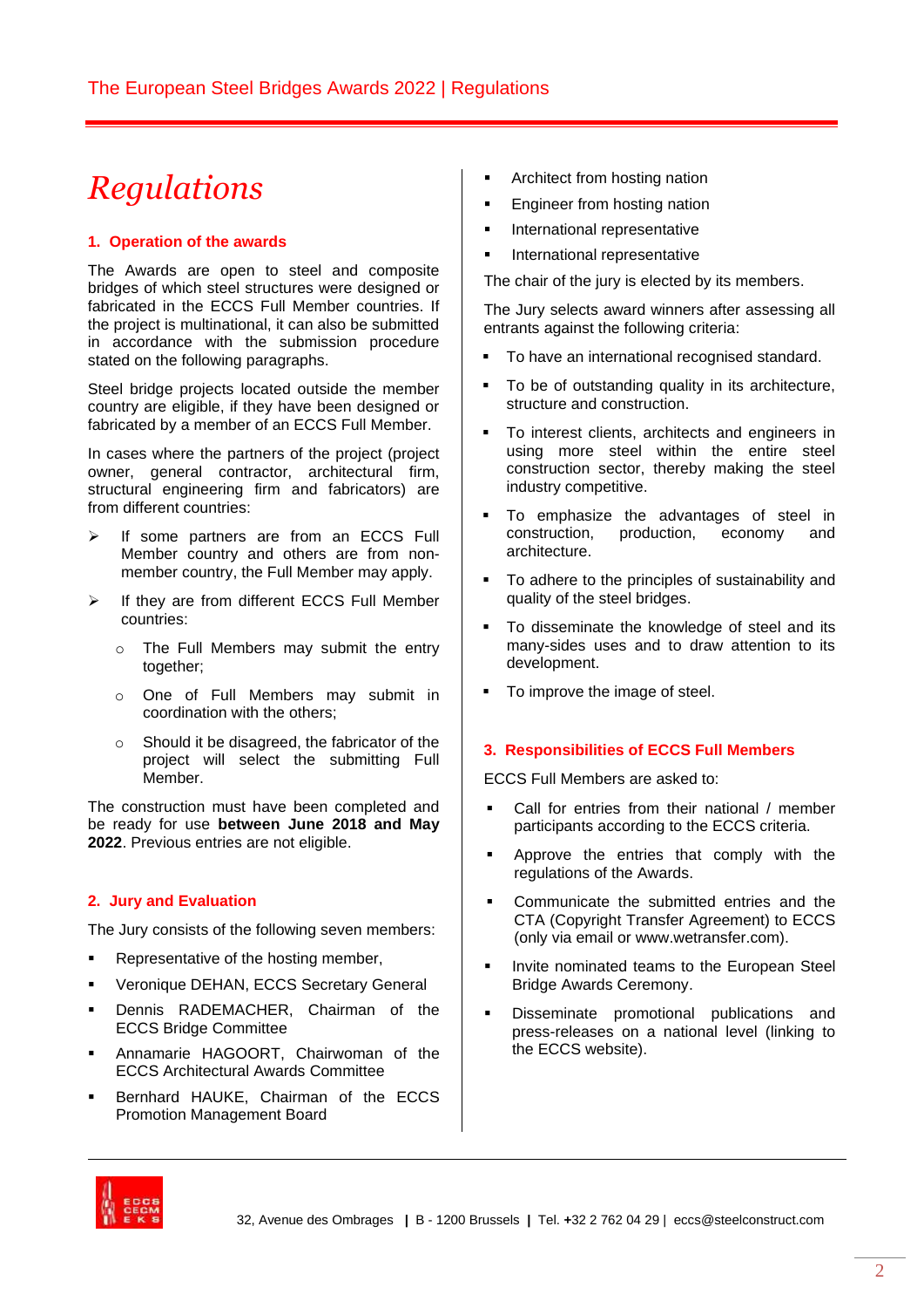# Regulations

## 1. Operation of the awards

The Awards are open to steel and composite bridges of which steel structures were designed or fabricated in the ECCS Full Member countries. If the project is multinational, it can also be submitted in accordance with the submission procedure stated on the following paragraphs.

Steel bridge projects located outside the member country are eligible, if they have been designed or fabricated by a member of an ECCS Full Member.

In cases where the partners of the project (project owner, general contractor, architectural firm, structural engineering firm and fabricators) are from different countries:

- If some partners are from an ECCS Full Member country and others are from non-member country, the Full Member may apply.
- If they are from different ECCS Full Member countries:
  - The Full Members may submit the entry together;
  - One of Full Members may submit in coordination with the others;
  - Should it be disagreed, the fabricator of the project will select the submitting Full Member.

The construction must have been completed and be ready for use **between June 2018 and May 2022**. Previous entries are not eligible.

## 2. Jury and Evaluation

The Jury consists of the following seven members:

- Representative of the hosting member,
- Veronique DEHAN, ECCS Secretary General
- Dennis RADEMACHER, Chairman of the ECCS Bridge Committee
- Annamarie HAGOORT, Chairwoman of the ECCS Architectural Awards Committee
- Bernhard HAUKE, Chairman of the ECCS Promotion Management Board
- Architect from hosting nation
- Engineer from hosting nation
- International representative
- International representative

The chair of the jury is elected by its members.

The Jury selects award winners after assessing all entrants against the following criteria:

- To have an international recognised standard.
- To be of outstanding quality in its architecture, structure and construction.
- To interest clients, architects and engineers in using more steel within the entire steel construction sector, thereby making the steel industry competitive.
- To emphasize the advantages of steel in construction, production, economy and architecture.
- To adhere to the principles of sustainability and quality of the steel bridges.
- To disseminate the knowledge of steel and its many-sides uses and to draw attention to its development.
- To improve the image of steel.

## 3. Responsibilities of ECCS Full Members

ECCS Full Members are asked to:

- Call for entries from their national / member participants according to the ECCS criteria.
- Approve the entries that comply with the regulations of the Awards.
- Communicate the submitted entries and the CTA (Copyright Transfer Agreement) to ECCS (only via email or www.wetransfer.com).
- Invite nominated teams to the European Steel Bridge Awards Ceremony.
- Disseminate promotional publications and press-releases on a national level (linking to the ECCS website).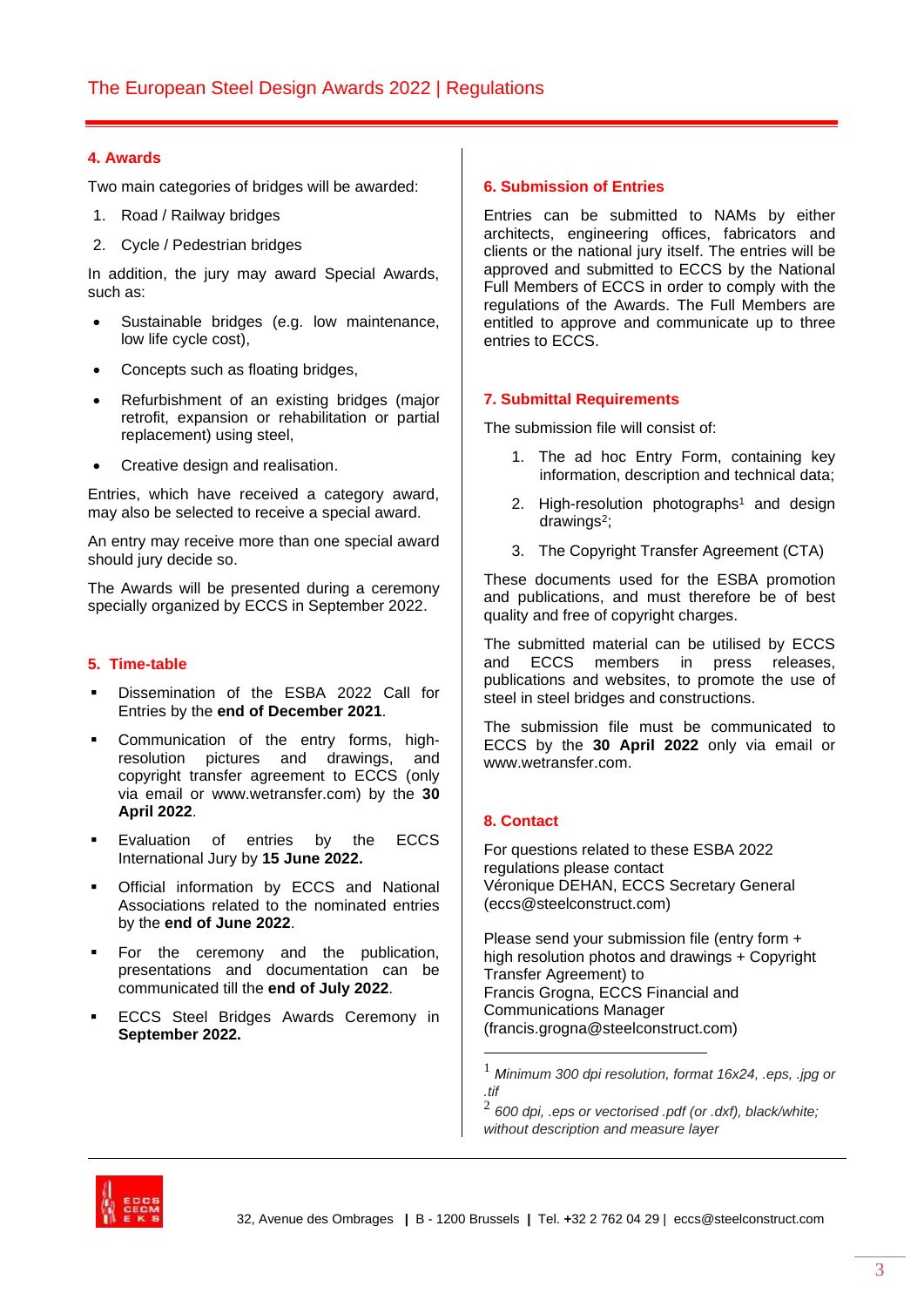## 4. Awards

Two main categories of bridges will be awarded:

1. Road / Railway bridges
2. Cycle / Pedestrian bridges

In addition, the jury may award Special Awards, such as:

- Sustainable bridges (e.g. low maintenance, low life cycle cost),
- Concepts such as floating bridges,
- Refurbishment of an existing bridges (major retrofit, expansion or rehabilitation or partial replacement) using steel,
- Creative design and realisation.

Entries, which have received a category award, may also be selected to receive a special award.

An entry may receive more than one special award should jury decide so.

The Awards will be presented during a ceremony specially organized by ECCS in September 2022.

## 5. Time-table

- Dissemination of the ESBA 2022 Call for Entries by the **end of December 2021**.
- Communication of the entry forms, high-resolution pictures and drawings, and copyright transfer agreement to ECCS (only via email or www.wetransfer.com) by the **30 April 2022**.
- Evaluation of entries by the ECCS International Jury by **15 June 2022.**
- Official information by ECCS and National Associations related to the nominated entries by the **end of June 2022**.
- For the ceremony and the publication, presentations and documentation can be communicated till the **end of July 2022**.
- ECCS Steel Bridges Awards Ceremony in **September 2022.**

## 6. Submission of Entries

Entries can be submitted to NAMs by either architects, engineering offices, fabricators and clients or the national jury itself. The entries will be approved and submitted to ECCS by the National Full Members of ECCS in order to comply with the regulations of the Awards. The Full Members are entitled to approve and communicate up to three entries to ECCS.

## 7. Submittal Requirements

The submission file will consist of:

1. The ad hoc Entry Form, containing key information, description and technical data;
2. High-resolution photographs[1] and design drawings[2];
3. The Copyright Transfer Agreement (CTA)

These documents used for the ESBA promotion and publications, and must therefore be of best quality and free of copyright charges.

The submitted material can be utilised by ECCS and ECCS members in press releases, publications and websites, to promote the use of steel in steel bridges and constructions.

The submission file must be communicated to ECCS by the **30 April 2022** only via email or www.wetransfer.com.

## 8. Contact

For questions related to these ESBA 2022 regulations please contact
Véronique DEHAN, ECCS Secretary General
(eccs@steelconstruct.com)

Please send your submission file (entry form + high resolution photos and drawings + Copyright Transfer Agreement) to
Francis Grogna, ECCS Financial and Communications Manager
(francis.grogna@steelconstruct.com)

---

[1] *Minimum 300 dpi resolution, format 16x24, .eps, .jpg or .tif*

[2] *600 dpi, .eps or vectorised .pdf (or .dxf), black/white; without description and measure layer*